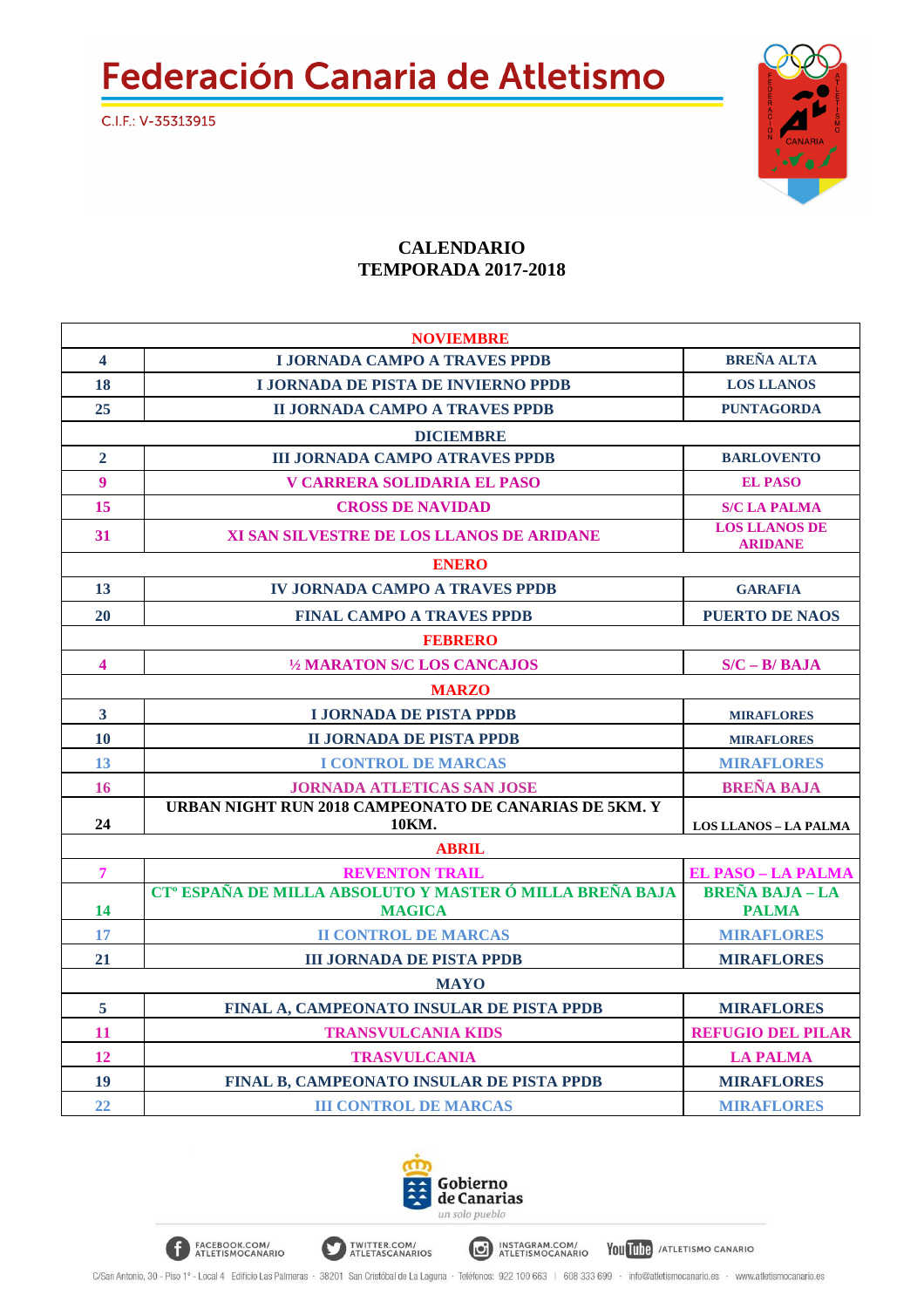# Federación Canaria de Atletismo

C.I.F.: V-35313915

**CALENDARIO**
**TEMPORADA 2017-2018**

| NOVIEMBRE | | |
|---|---|---|
| 4 | I JORNADA CAMPO A TRAVES PPDB | BREÑA ALTA |
| 18 | I JORNADA DE PISTA DE INVIERNO PPDB | LOS LLANOS |
| 25 | II JORNADA CAMPO A TRAVES PPDB | PUNTAGORDA |
| **DICIEMBRE** | | |
| 2 | III JORNADA CAMPO ATRAVES PPDB | BARLOVENTO |
| 9 | V CARRERA SOLIDARIA EL PASO | EL PASO |
| 15 | CROSS DE NAVIDAD | S/C LA PALMA |
| 31 | XI SAN SILVESTRE DE LOS LLANOS DE ARIDANE | LOS LLANOS DE ARIDANE |
| **ENERO** | | |
| 13 | IV JORNADA CAMPO A TRAVES PPDB | GARAFIA |
| 20 | FINAL CAMPO A TRAVES PPDB | PUERTO DE NAOS |
| **FEBRERO** | | |
| 4 | ½ MARATON S/C LOS CANCAJOS | S/C – B/ BAJA |
| **MARZO** | | |
| 3 | I JORNADA DE PISTA PPDB | MIRAFLORES |
| 10 | II JORNADA DE PISTA PPDB | MIRAFLORES |
| 13 | I CONTROL DE MARCAS | MIRAFLORES |
| 16 | JORNADA ATLETICAS SAN JOSE | BREÑA BAJA |
| 24 | URBAN NIGHT RUN 2018 CAMPEONATO DE CANARIAS DE 5KM. Y 10KM. | LOS LLANOS – LA PALMA |
| **ABRIL** | | |
| 7 | REVENTON TRAIL | EL PASO – LA PALMA |
| 14 | CTº ESPAÑA DE MILLA ABSOLUTO Y MASTER Ó MILLA BREÑA BAJA MAGICA | BREÑA BAJA – LA PALMA |
| 17 | II CONTROL DE MARCAS | MIRAFLORES |
| 21 | III JORNADA DE PISTA PPDB | MIRAFLORES |
| **MAYO** | | |
| 5 | FINAL A, CAMPEONATO INSULAR DE PISTA PPDB | MIRAFLORES |
| 11 | TRANSVULCANIA KIDS | REFUGIO DEL PILAR |
| 12 | TRASVULCANIA | LA PALMA |
| 19 | FINAL B, CAMPEONATO INSULAR DE PISTA PPDB | MIRAFLORES |
| 22 | III CONTROL DE MARCAS | MIRAFLORES |

Gobierno de Canarias
*un solo pueblo*

FACEBOOK.COM/ATLETISMOCANARIO · TWITTER.COM/ATLETASCANARIOS · INSTAGRAM.COM/ATLETISMOCANARIO · YouTube /ATLETISMO CANARIO

C/San Antonio, 30 - Piso 1º - Local 4 Edificio Las Palmeras · 38201 San Cristóbal de La Laguna · Teléfonos: 922 100 663 | 608 333 699 · info@atletismocanario.es · www.atletismocanario.es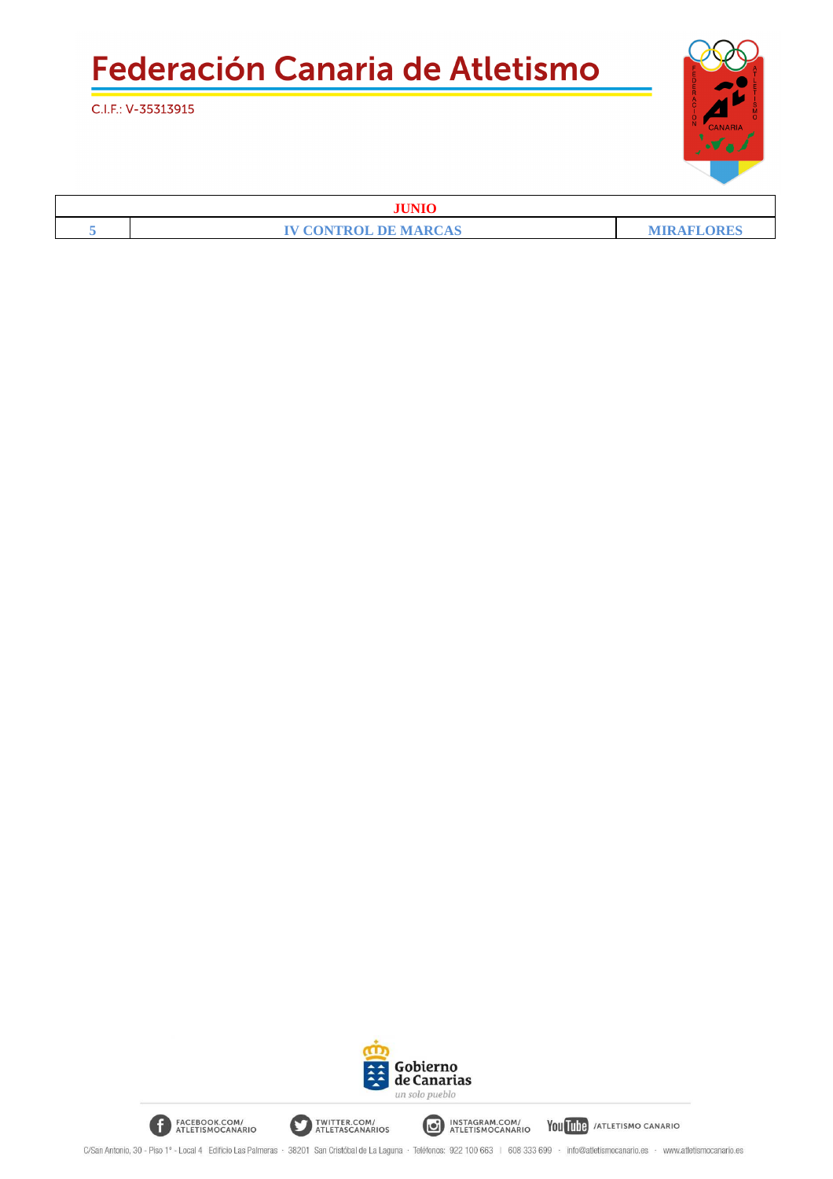| | | |
|---|---|---|
| JUNIO | | |
| 5 | IV CONTROL DE MARCAS | MIRAFLORES |